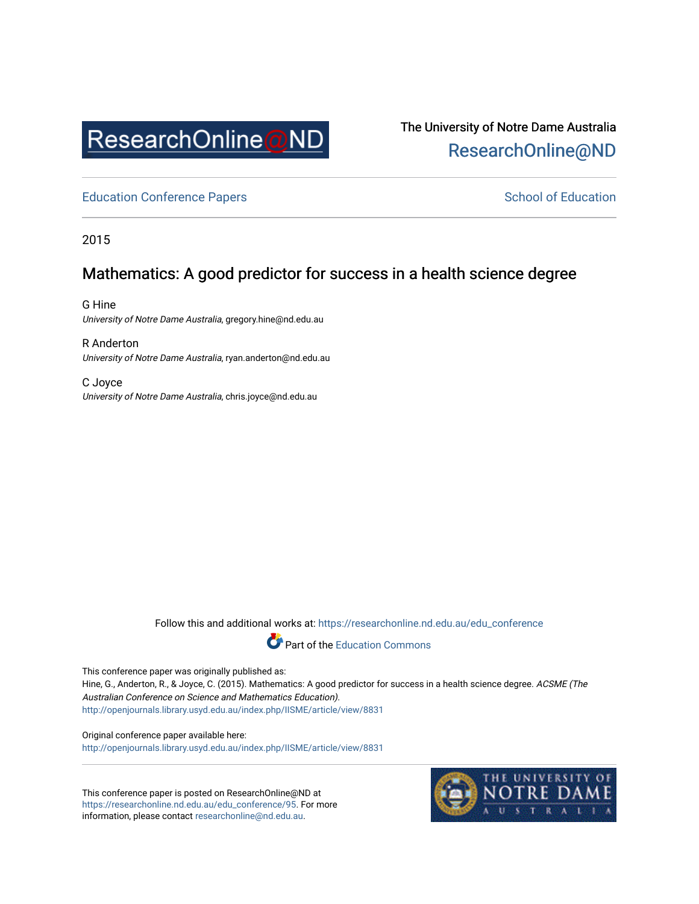ResearchOnline@ND

The University of Notre Dame Australia
ResearchOnline@ND

Education Conference Papers | School of Education

2015

# Mathematics: A good predictor for success in a health science degree

G Hine
*University of Notre Dame Australia*, gregory.hine@nd.edu.au

R Anderton
*University of Notre Dame Australia*, ryan.anderton@nd.edu.au

C Joyce
*University of Notre Dame Australia*, chris.joyce@nd.edu.au

Follow this and additional works at: https://researchonline.nd.edu.au/edu_conference

Part of the Education Commons

This conference paper was originally published as:
Hine, G., Anderton, R., & Joyce, C. (2015). Mathematics: A good predictor for success in a health science degree. *ACSME (The Australian Conference on Science and Mathematics Education)*.
http://openjournals.library.usyd.edu.au/index.php/IISME/article/view/8831

Original conference paper available here:
http://openjournals.library.usyd.edu.au/index.php/IISME/article/view/8831

This conference paper is posted on ResearchOnline@ND at https://researchonline.nd.edu.au/edu_conference/95. For more information, please contact researchonline@nd.edu.au.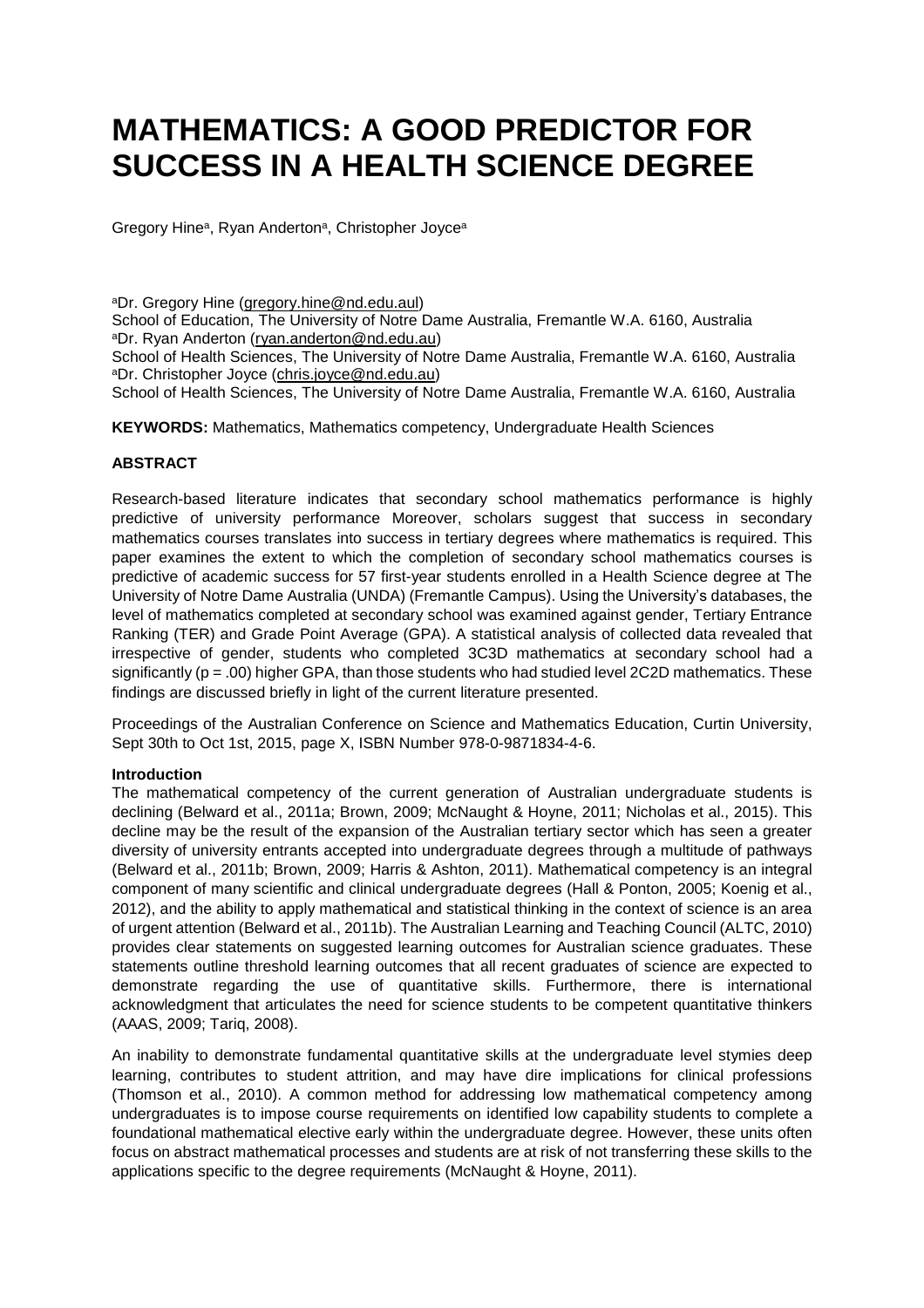# MATHEMATICS: A GOOD PREDICTOR FOR SUCCESS IN A HEALTH SCIENCE DEGREE

Gregory Hine[a], Ryan Anderton[a], Christopher Joyce[a]

[a]Dr. Gregory Hine (gregory.hine@nd.edu.aul)
School of Education, The University of Notre Dame Australia, Fremantle W.A. 6160, Australia
[a]Dr. Ryan Anderton (ryan.anderton@nd.edu.au)
School of Health Sciences, The University of Notre Dame Australia, Fremantle W.A. 6160, Australia
[a]Dr. Christopher Joyce (chris.joyce@nd.edu.au)
School of Health Sciences, The University of Notre Dame Australia, Fremantle W.A. 6160, Australia

**KEYWORDS:** Mathematics, Mathematics competency, Undergraduate Health Sciences

**ABSTRACT**

Research-based literature indicates that secondary school mathematics performance is highly predictive of university performance Moreover, scholars suggest that success in secondary mathematics courses translates into success in tertiary degrees where mathematics is required. This paper examines the extent to which the completion of secondary school mathematics courses is predictive of academic success for 57 first-year students enrolled in a Health Science degree at The University of Notre Dame Australia (UNDA) (Fremantle Campus). Using the University's databases, the level of mathematics completed at secondary school was examined against gender, Tertiary Entrance Ranking (TER) and Grade Point Average (GPA). A statistical analysis of collected data revealed that irrespective of gender, students who completed 3C3D mathematics at secondary school had a significantly ($p = .00$) higher GPA, than those students who had studied level 2C2D mathematics. These findings are discussed briefly in light of the current literature presented.

Proceedings of the Australian Conference on Science and Mathematics Education, Curtin University, Sept 30th to Oct 1st, 2015, page X, ISBN Number 978-0-9871834-4-6.

**Introduction**

The mathematical competency of the current generation of Australian undergraduate students is declining (Belward et al., 2011a; Brown, 2009; McNaught & Hoyne, 2011; Nicholas et al., 2015). This decline may be the result of the expansion of the Australian tertiary sector which has seen a greater diversity of university entrants accepted into undergraduate degrees through a multitude of pathways (Belward et al., 2011b; Brown, 2009; Harris & Ashton, 2011). Mathematical competency is an integral component of many scientific and clinical undergraduate degrees (Hall & Ponton, 2005; Koenig et al., 2012), and the ability to apply mathematical and statistical thinking in the context of science is an area of urgent attention (Belward et al., 2011b). The Australian Learning and Teaching Council (ALTC, 2010) provides clear statements on suggested learning outcomes for Australian science graduates. These statements outline threshold learning outcomes that all recent graduates of science are expected to demonstrate regarding the use of quantitative skills. Furthermore, there is international acknowledgment that articulates the need for science students to be competent quantitative thinkers (AAAS, 2009; Tariq, 2008).

An inability to demonstrate fundamental quantitative skills at the undergraduate level stymies deep learning, contributes to student attrition, and may have dire implications for clinical professions (Thomson et al., 2010). A common method for addressing low mathematical competency among undergraduates is to impose course requirements on identified low capability students to complete a foundational mathematical elective early within the undergraduate degree. However, these units often focus on abstract mathematical processes and students are at risk of not transferring these skills to the applications specific to the degree requirements (McNaught & Hoyne, 2011).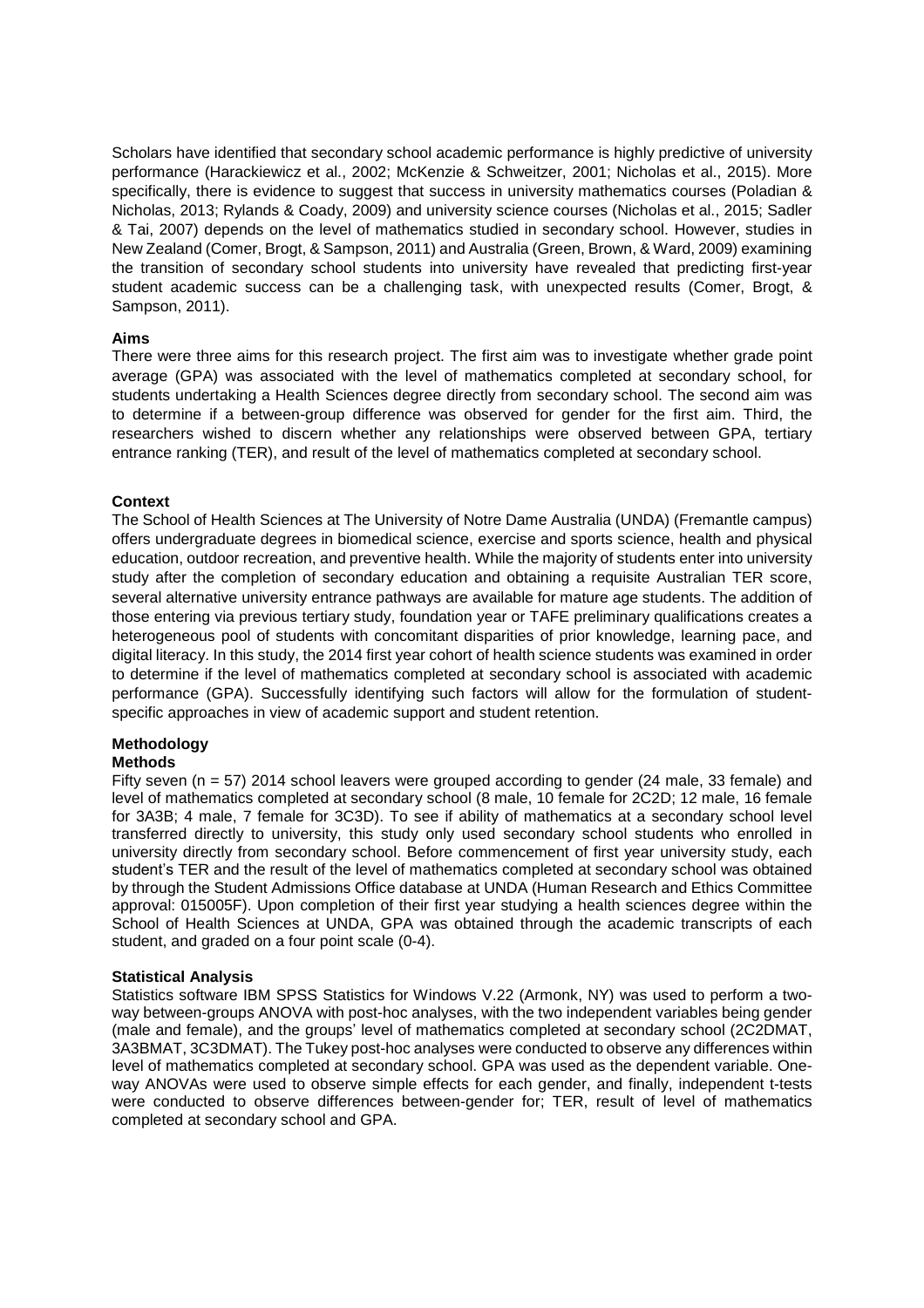Scholars have identified that secondary school academic performance is highly predictive of university performance (Harackiewicz et al., 2002; McKenzie & Schweitzer, 2001; Nicholas et al., 2015). More specifically, there is evidence to suggest that success in university mathematics courses (Poladian & Nicholas, 2013; Rylands & Coady, 2009) and university science courses (Nicholas et al., 2015; Sadler & Tai, 2007) depends on the level of mathematics studied in secondary school. However, studies in New Zealand (Comer, Brogt, & Sampson, 2011) and Australia (Green, Brown, & Ward, 2009) examining the transition of secondary school students into university have revealed that predicting first-year student academic success can be a challenging task, with unexpected results (Comer, Brogt, & Sampson, 2011).

**Aims**

There were three aims for this research project. The first aim was to investigate whether grade point average (GPA) was associated with the level of mathematics completed at secondary school, for students undertaking a Health Sciences degree directly from secondary school. The second aim was to determine if a between-group difference was observed for gender for the first aim. Third, the researchers wished to discern whether any relationships were observed between GPA, tertiary entrance ranking (TER), and result of the level of mathematics completed at secondary school.

**Context**

The School of Health Sciences at The University of Notre Dame Australia (UNDA) (Fremantle campus) offers undergraduate degrees in biomedical science, exercise and sports science, health and physical education, outdoor recreation, and preventive health. While the majority of students enter into university study after the completion of secondary education and obtaining a requisite Australian TER score, several alternative university entrance pathways are available for mature age students. The addition of those entering via previous tertiary study, foundation year or TAFE preliminary qualifications creates a heterogeneous pool of students with concomitant disparities of prior knowledge, learning pace, and digital literacy. In this study, the 2014 first year cohort of health science students was examined in order to determine if the level of mathematics completed at secondary school is associated with academic performance (GPA). Successfully identifying such factors will allow for the formulation of student-specific approaches in view of academic support and student retention.

**Methodology**

**Methods**

Fifty seven (n = 57) 2014 school leavers were grouped according to gender (24 male, 33 female) and level of mathematics completed at secondary school (8 male, 10 female for 2C2D; 12 male, 16 female for 3A3B; 4 male, 7 female for 3C3D). To see if ability of mathematics at a secondary school level transferred directly to university, this study only used secondary school students who enrolled in university directly from secondary school. Before commencement of first year university study, each student's TER and the result of the level of mathematics completed at secondary school was obtained by through the Student Admissions Office database at UNDA (Human Research and Ethics Committee approval: 015005F). Upon completion of their first year studying a health sciences degree within the School of Health Sciences at UNDA, GPA was obtained through the academic transcripts of each student, and graded on a four point scale (0-4).

**Statistical Analysis**

Statistics software IBM SPSS Statistics for Windows V.22 (Armonk, NY) was used to perform a two-way between-groups ANOVA with post-hoc analyses, with the two independent variables being gender (male and female), and the groups' level of mathematics completed at secondary school (2C2DMAT, 3A3BMAT, 3C3DMAT). The Tukey post-hoc analyses were conducted to observe any differences within level of mathematics completed at secondary school. GPA was used as the dependent variable. One-way ANOVAs were used to observe simple effects for each gender, and finally, independent t-tests were conducted to observe differences between-gender for; TER, result of level of mathematics completed at secondary school and GPA.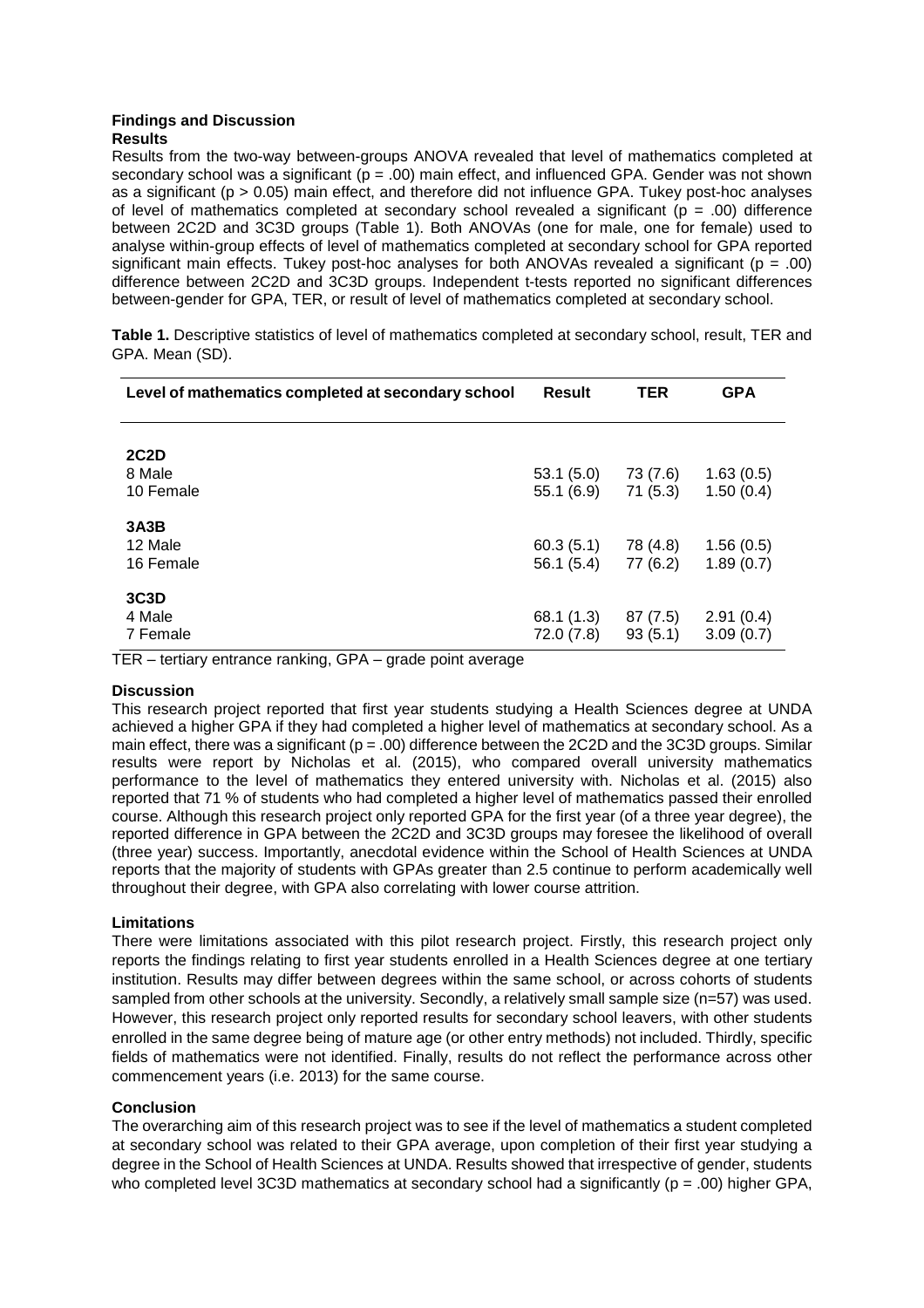## Findings and Discussion

### Results

Results from the two-way between-groups ANOVA revealed that level of mathematics completed at secondary school was a significant ($p = .00$) main effect, and influenced GPA. Gender was not shown as a significant ($p > 0.05$) main effect, and therefore did not influence GPA. Tukey post-hoc analyses of level of mathematics completed at secondary school revealed a significant ($p = .00$) difference between 2C2D and 3C3D groups (Table 1). Both ANOVAs (one for male, one for female) used to analyse within-group effects of level of mathematics completed at secondary school for GPA reported significant main effects. Tukey post-hoc analyses for both ANOVAs revealed a significant ($p = .00$) difference between 2C2D and 3C3D groups. Independent t-tests reported no significant differences between-gender for GPA, TER, or result of level of mathematics completed at secondary school.

**Table 1.** Descriptive statistics of level of mathematics completed at secondary school, result, TER and GPA. Mean (SD).

| Level of mathematics completed at secondary school | Result | TER | GPA |
|---|---|---|---|
| **2C2D** | | | |
| 8 Male | 53.1 (5.0) | 73 (7.6) | 1.63 (0.5) |
| 10 Female | 55.1 (6.9) | 71 (5.3) | 1.50 (0.4) |
| **3A3B** | | | |
| 12 Male | 60.3 (5.1) | 78 (4.8) | 1.56 (0.5) |
| 16 Female | 56.1 (5.4) | 77 (6.2) | 1.89 (0.7) |
| **3C3D** | | | |
| 4 Male | 68.1 (1.3) | 87 (7.5) | 2.91 (0.4) |
| 7 Female | 72.0 (7.8) | 93 (5.1) | 3.09 (0.7) |

TER – tertiary entrance ranking, GPA – grade point average

### Discussion

This research project reported that first year students studying a Health Sciences degree at UNDA achieved a higher GPA if they had completed a higher level of mathematics at secondary school. As a main effect, there was a significant ($p = .00$) difference between the 2C2D and the 3C3D groups. Similar results were report by Nicholas et al. (2015), who compared overall university mathematics performance to the level of mathematics they entered university with. Nicholas et al. (2015) also reported that 71 % of students who had completed a higher level of mathematics passed their enrolled course. Although this research project only reported GPA for the first year (of a three year degree), the reported difference in GPA between the 2C2D and 3C3D groups may foresee the likelihood of overall (three year) success. Importantly, anecdotal evidence within the School of Health Sciences at UNDA reports that the majority of students with GPAs greater than 2.5 continue to perform academically well throughout their degree, with GPA also correlating with lower course attrition.

### Limitations

There were limitations associated with this pilot research project. Firstly, this research project only reports the findings relating to first year students enrolled in a Health Sciences degree at one tertiary institution. Results may differ between degrees within the same school, or across cohorts of students sampled from other schools at the university. Secondly, a relatively small sample size (n=57) was used. However, this research project only reported results for secondary school leavers, with other students enrolled in the same degree being of mature age (or other entry methods) not included. Thirdly, specific fields of mathematics were not identified. Finally, results do not reflect the performance across other commencement years (i.e. 2013) for the same course.

### Conclusion

The overarching aim of this research project was to see if the level of mathematics a student completed at secondary school was related to their GPA average, upon completion of their first year studying a degree in the School of Health Sciences at UNDA. Results showed that irrespective of gender, students who completed level 3C3D mathematics at secondary school had a significantly ($p = .00$) higher GPA,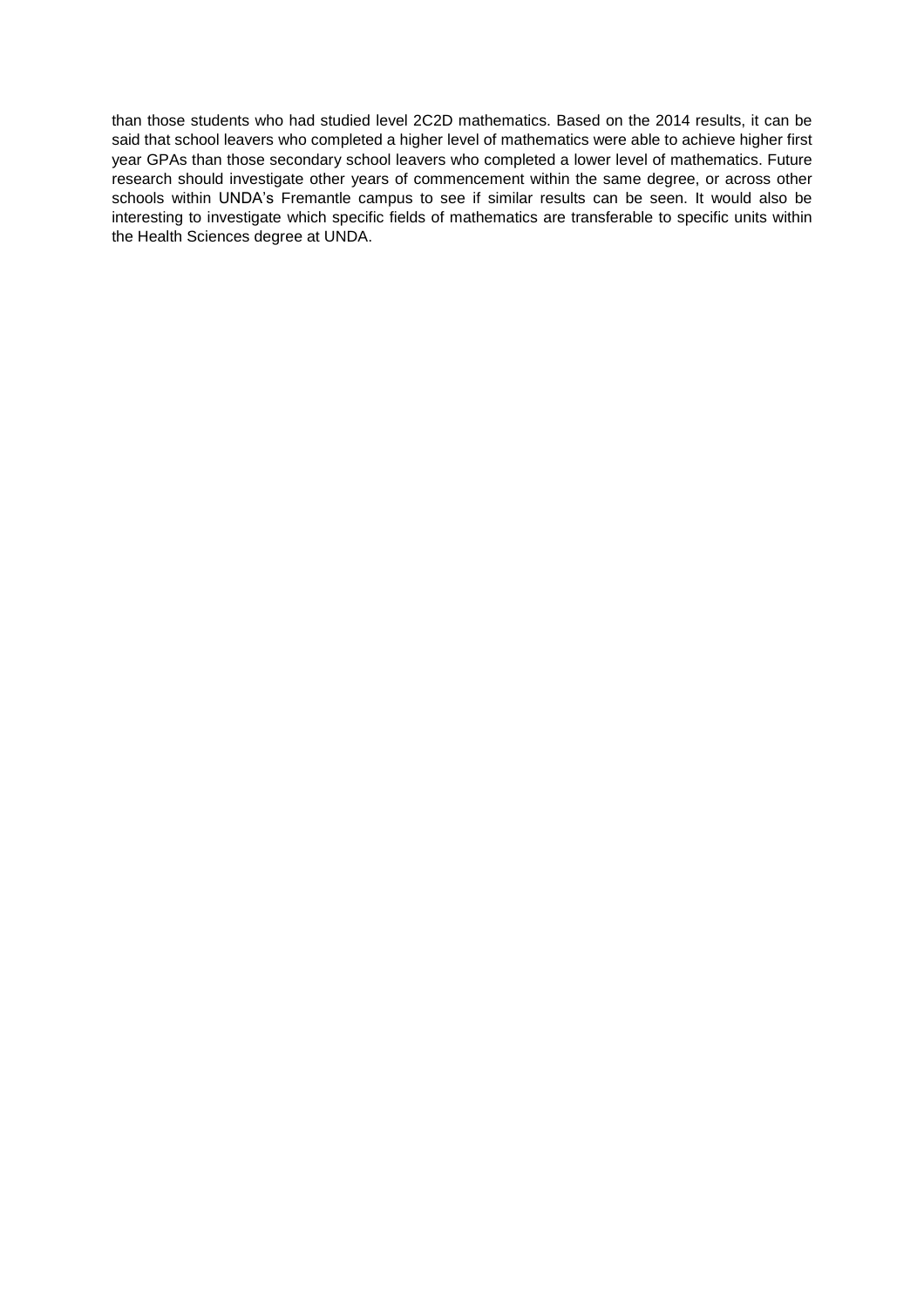than those students who had studied level 2C2D mathematics. Based on the 2014 results, it can be said that school leavers who completed a higher level of mathematics were able to achieve higher first year GPAs than those secondary school leavers who completed a lower level of mathematics. Future research should investigate other years of commencement within the same degree, or across other schools within UNDA's Fremantle campus to see if similar results can be seen. It would also be interesting to investigate which specific fields of mathematics are transferable to specific units within the Health Sciences degree at UNDA.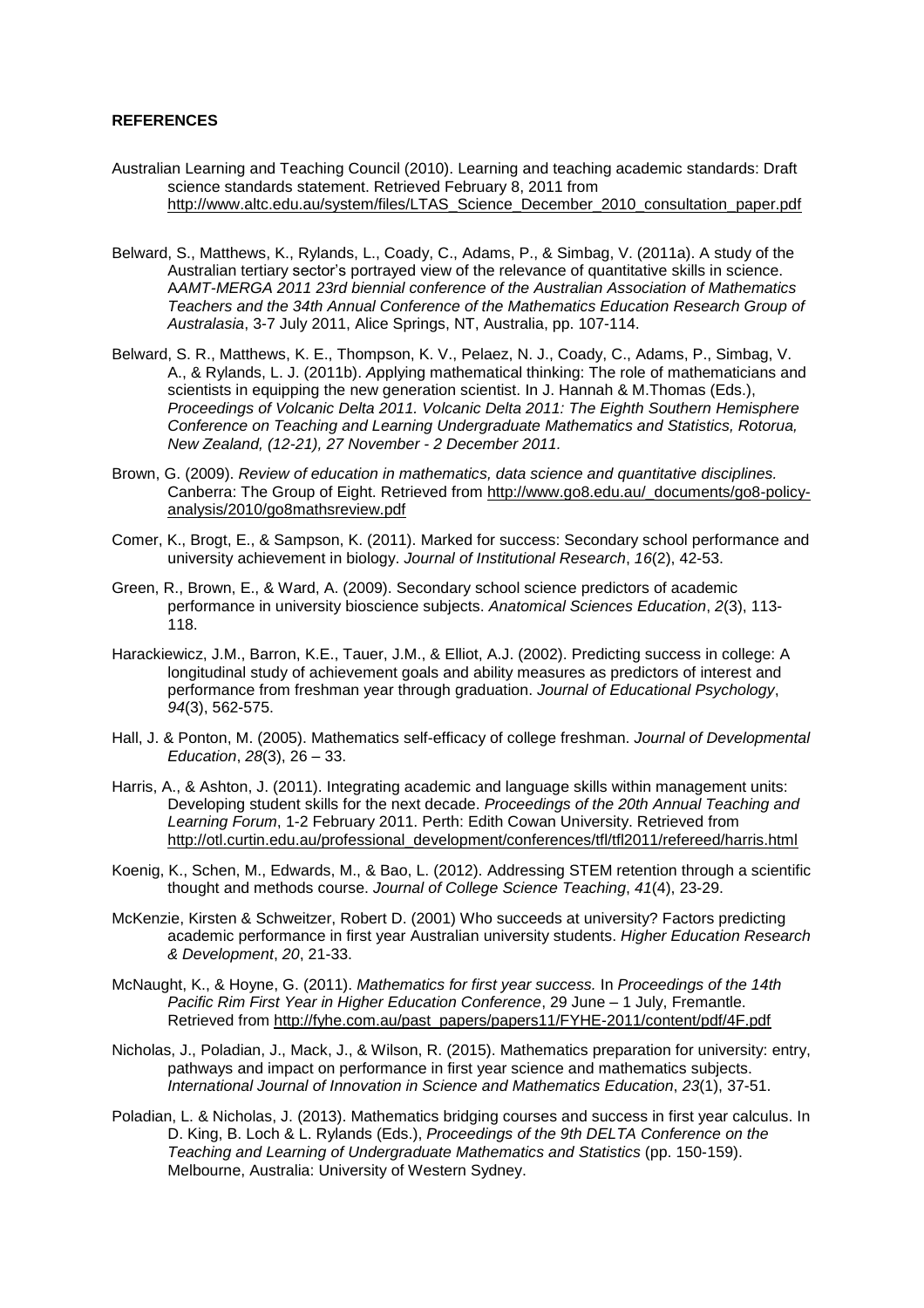**REFERENCES**

Australian Learning and Teaching Council (2010). Learning and teaching academic standards: Draft science standards statement. Retrieved February 8, 2011 from http://www.altc.edu.au/system/files/LTAS_Science_December_2010_consultation_paper.pdf

Belward, S., Matthews, K., Rylands, L., Coady, C., Adams, P., & Simbag, V. (2011a). A study of the Australian tertiary sector's portrayed view of the relevance of quantitative skills in science. A*AMT-MERGA 2011 23rd biennial conference of the Australian Association of Mathematics Teachers and the 34th Annual Conference of the Mathematics Education Research Group of Australasia*, 3-7 July 2011, Alice Springs, NT, Australia, pp. 107-114.

Belward, S. R., Matthews, K. E., Thompson, K. V., Pelaez, N. J., Coady, C., Adams, P., Simbag, V. A., & Rylands, L. J. (2011b). *A*pplying mathematical thinking: The role of mathematicians and scientists in equipping the new generation scientist. In J. Hannah & M.Thomas (Eds.), *Proceedings of Volcanic Delta 2011. Volcanic Delta 2011: The Eighth Southern Hemisphere Conference on Teaching and Learning Undergraduate Mathematics and Statistics, Rotorua, New Zealand, (12-21), 27 November - 2 December 2011.*

Brown, G. (2009). *Review of education in mathematics, data science and quantitative disciplines.* Canberra: The Group of Eight. Retrieved from http://www.go8.edu.au/_documents/go8-policy-analysis/2010/go8mathsreview.pdf

Comer, K., Brogt, E., & Sampson, K. (2011). Marked for success: Secondary school performance and university achievement in biology. *Journal of Institutional Research*, *16*(2), 42-53.

Green, R., Brown, E., & Ward, A. (2009). Secondary school science predictors of academic performance in university bioscience subjects. *Anatomical Sciences Education*, *2*(3), 113-118.

Harackiewicz, J.M., Barron, K.E., Tauer, J.M., & Elliot, A.J. (2002). Predicting success in college: A longitudinal study of achievement goals and ability measures as predictors of interest and performance from freshman year through graduation. *Journal of Educational Psychology*, *94*(3), 562-575.

Hall, J. & Ponton, M. (2005). Mathematics self-efficacy of college freshman. *Journal of Developmental Education*, *28*(3), 26 – 33.

Harris, A., & Ashton, J. (2011). Integrating academic and language skills within management units: Developing student skills for the next decade. *Proceedings of the 20th Annual Teaching and Learning Forum*, 1-2 February 2011. Perth: Edith Cowan University. Retrieved from http://otl.curtin.edu.au/professional_development/conferences/tfl/tfl2011/refereed/harris.html

Koenig, K., Schen, M., Edwards, M., & Bao, L. (2012). Addressing STEM retention through a scientific thought and methods course. *Journal of College Science Teaching*, *41*(4), 23-29.

McKenzie, Kirsten & Schweitzer, Robert D. (2001) Who succeeds at university? Factors predicting academic performance in first year Australian university students. *Higher Education Research & Development*, *20*, 21-33.

McNaught, K., & Hoyne, G. (2011). *Mathematics for first year success.* In *Proceedings of the 14th Pacific Rim First Year in Higher Education Conference*, 29 June – 1 July, Fremantle. Retrieved from http://fyhe.com.au/past_papers/papers11/FYHE-2011/content/pdf/4F.pdf

Nicholas, J., Poladian, J., Mack, J., & Wilson, R. (2015). Mathematics preparation for university: entry, pathways and impact on performance in first year science and mathematics subjects. *International Journal of Innovation in Science and Mathematics Education*, *23*(1), 37-51.

Poladian, L. & Nicholas, J. (2013). Mathematics bridging courses and success in first year calculus. In D. King, B. Loch & L. Rylands (Eds.), *Proceedings of the 9th DELTA Conference on the Teaching and Learning of Undergraduate Mathematics and Statistics* (pp. 150-159). Melbourne, Australia: University of Western Sydney.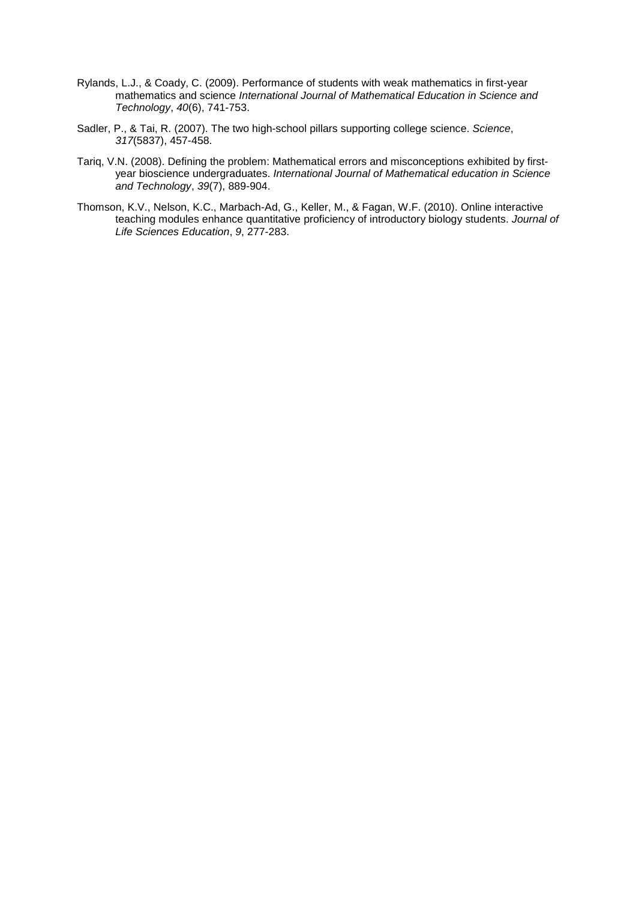Rylands, L.J., & Coady, C. (2009). Performance of students with weak mathematics in first-year mathematics and science *International Journal of Mathematical Education in Science and Technology*, *40*(6), 741-753.

Sadler, P., & Tai, R. (2007). The two high-school pillars supporting college science. *Science*, *317*(5837), 457-458.

Tariq, V.N. (2008). Defining the problem: Mathematical errors and misconceptions exhibited by first-year bioscience undergraduates. *International Journal of Mathematical education in Science and Technology*, *39*(7), 889-904.

Thomson, K.V., Nelson, K.C., Marbach-Ad, G., Keller, M., & Fagan, W.F. (2010). Online interactive teaching modules enhance quantitative proficiency of introductory biology students. *Journal of Life Sciences Education*, *9*, 277-283.